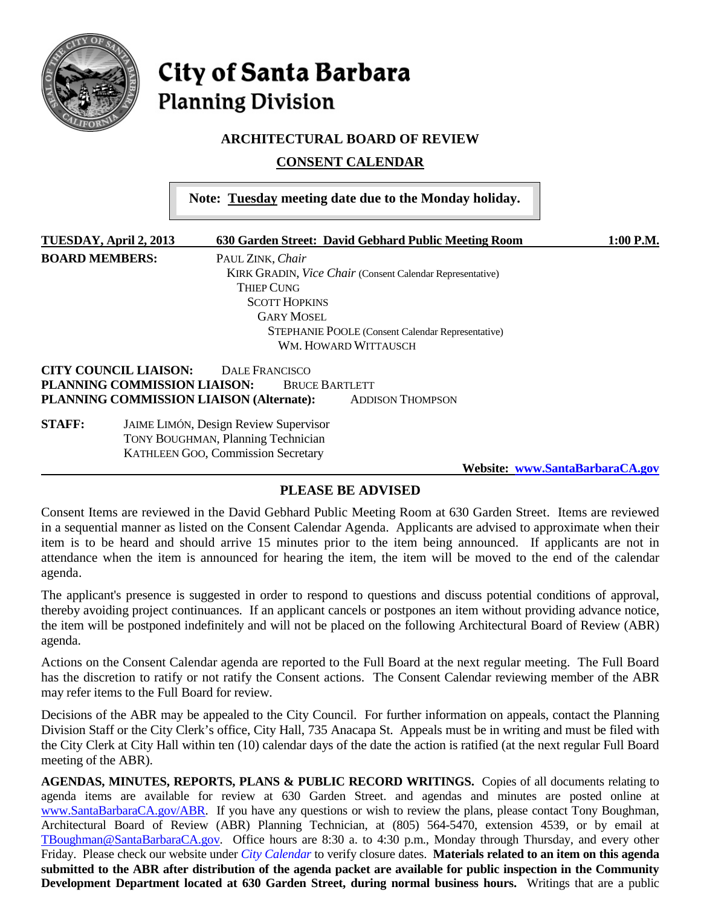# City of Santa Barbara
## Planning Division

### ARCHITECTURAL BOARD OF REVIEW

### CONSENT CALENDAR

> **Note: Tuesday meeting date due to the Monday holiday.**

**TUESDAY, April 2, 2013** **630 Garden Street: David Gebhard Public Meeting Room** **1:00 P.M.**

**BOARD MEMBERS:**
PAUL ZINK, *Chair*
KIRK GRADIN, *Vice Chair* (Consent Calendar Representative)
THIEP CUNG
SCOTT HOPKINS
GARY MOSEL
STEPHANIE POOLE (Consent Calendar Representative)
WM. HOWARD WITTAUSCH

**CITY COUNCIL LIAISON:** DALE FRANCISCO
**PLANNING COMMISSION LIAISON:** BRUCE BARTLETT
**PLANNING COMMISSION LIAISON (Alternate):** ADDISON THOMPSON

**STAFF:**
JAIME LIMÓN, Design Review Supervisor
TONY BOUGHMAN, Planning Technician
KATHLEEN GOO, Commission Secretary

**Website: www.SantaBarbaraCA.gov**

---

### PLEASE BE ADVISED

Consent Items are reviewed in the David Gebhard Public Meeting Room at 630 Garden Street. Items are reviewed in a sequential manner as listed on the Consent Calendar Agenda. Applicants are advised to approximate when their item is to be heard and should arrive 15 minutes prior to the item being announced. If applicants are not in attendance when the item is announced for hearing the item, the item will be moved to the end of the calendar agenda.

The applicant's presence is suggested in order to respond to questions and discuss potential conditions of approval, thereby avoiding project continuances. If an applicant cancels or postpones an item without providing advance notice, the item will be postponed indefinitely and will not be placed on the following Architectural Board of Review (ABR) agenda.

Actions on the Consent Calendar agenda are reported to the Full Board at the next regular meeting. The Full Board has the discretion to ratify or not ratify the Consent actions. The Consent Calendar reviewing member of the ABR may refer items to the Full Board for review.

Decisions of the ABR may be appealed to the City Council. For further information on appeals, contact the Planning Division Staff or the City Clerk's office, City Hall, 735 Anacapa St. Appeals must be in writing and must be filed with the City Clerk at City Hall within ten (10) calendar days of the date the action is ratified (at the next regular Full Board meeting of the ABR).

**AGENDAS, MINUTES, REPORTS, PLANS & PUBLIC RECORD WRITINGS.** Copies of all documents relating to agenda items are available for review at 630 Garden Street. and agendas and minutes are posted online at www.SantaBarbaraCA.gov/ABR. If you have any questions or wish to review the plans, please contact Tony Boughman, Architectural Board of Review (ABR) Planning Technician, at (805) 564-5470, extension 4539, or by email at TBoughman@SantaBarbaraCA.gov. Office hours are 8:30 a. to 4:30 p.m., Monday through Thursday, and every other Friday. Please check our website under *City Calendar* to verify closure dates. **Materials related to an item on this agenda submitted to the ABR after distribution of the agenda packet are available for public inspection in the Community Development Department located at 630 Garden Street, during normal business hours.** Writings that are a public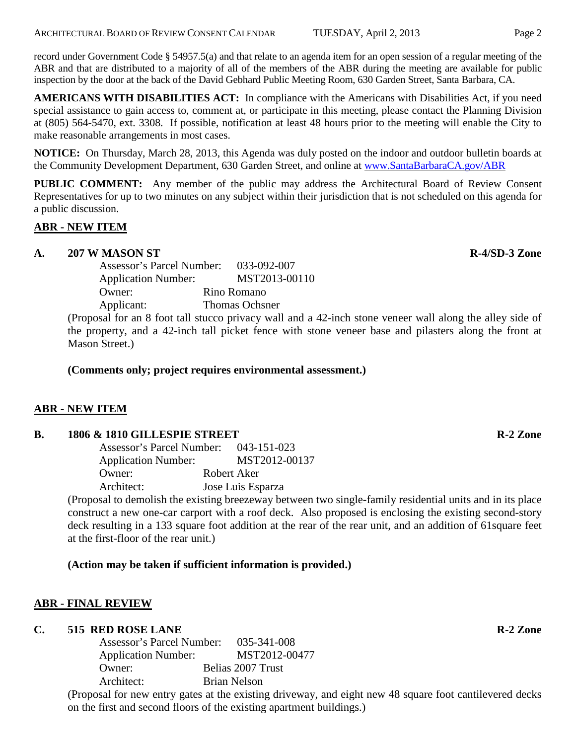record under Government Code § 54957.5(a) and that relate to an agenda item for an open session of a regular meeting of the ABR and that are distributed to a majority of all of the members of the ABR during the meeting are available for public inspection by the door at the back of the David Gebhard Public Meeting Room, 630 Garden Street, Santa Barbara, CA.

**AMERICANS WITH DISABILITIES ACT:** In compliance with the Americans with Disabilities Act, if you need special assistance to gain access to, comment at, or participate in this meeting, please contact the Planning Division at (805) 564-5470, ext. 3308. If possible, notification at least 48 hours prior to the meeting will enable the City to make reasonable arrangements in most cases.

**NOTICE:** On Thursday, March 28, 2013, this Agenda was duly posted on the indoor and outdoor bulletin boards at the Community Development Department, 630 Garden Street, and online at www.SantaBarbaraCA.gov/ABR

**PUBLIC COMMENT:** Any member of the public may address the Architectural Board of Review Consent Representatives for up to two minutes on any subject within their jurisdiction that is not scheduled on this agenda for a public discussion.

## ABR - NEW ITEM

### A. 207 W MASON ST — R-4/SD-3 Zone

Assessor's Parcel Number: 033-092-007
Application Number: MST2013-00110
Owner: Rino Romano
Applicant: Thomas Ochsner

(Proposal for an 8 foot tall stucco privacy wall and a 42-inch stone veneer wall along the alley side of the property, and a 42-inch tall picket fence with stone veneer base and pilasters along the front at Mason Street.)

**(Comments only; project requires environmental assessment.)**

## ABR - NEW ITEM

### B. 1806 & 1810 GILLESPIE STREET — R-2 Zone

Assessor's Parcel Number: 043-151-023
Application Number: MST2012-00137
Owner: Robert Aker
Architect: Jose Luis Esparza

(Proposal to demolish the existing breezeway between two single-family residential units and in its place construct a new one-car carport with a roof deck. Also proposed is enclosing the existing second-story deck resulting in a 133 square foot addition at the rear of the rear unit, and an addition of 61square feet at the first-floor of the rear unit.)

**(Action may be taken if sufficient information is provided.)**

## ABR - FINAL REVIEW

### C. 515 RED ROSE LANE — R-2 Zone

Assessor's Parcel Number: 035-341-008
Application Number: MST2012-00477
Owner: Belias 2007 Trust
Architect: Brian Nelson

(Proposal for new entry gates at the existing driveway, and eight new 48 square foot cantilevered decks on the first and second floors of the existing apartment buildings.)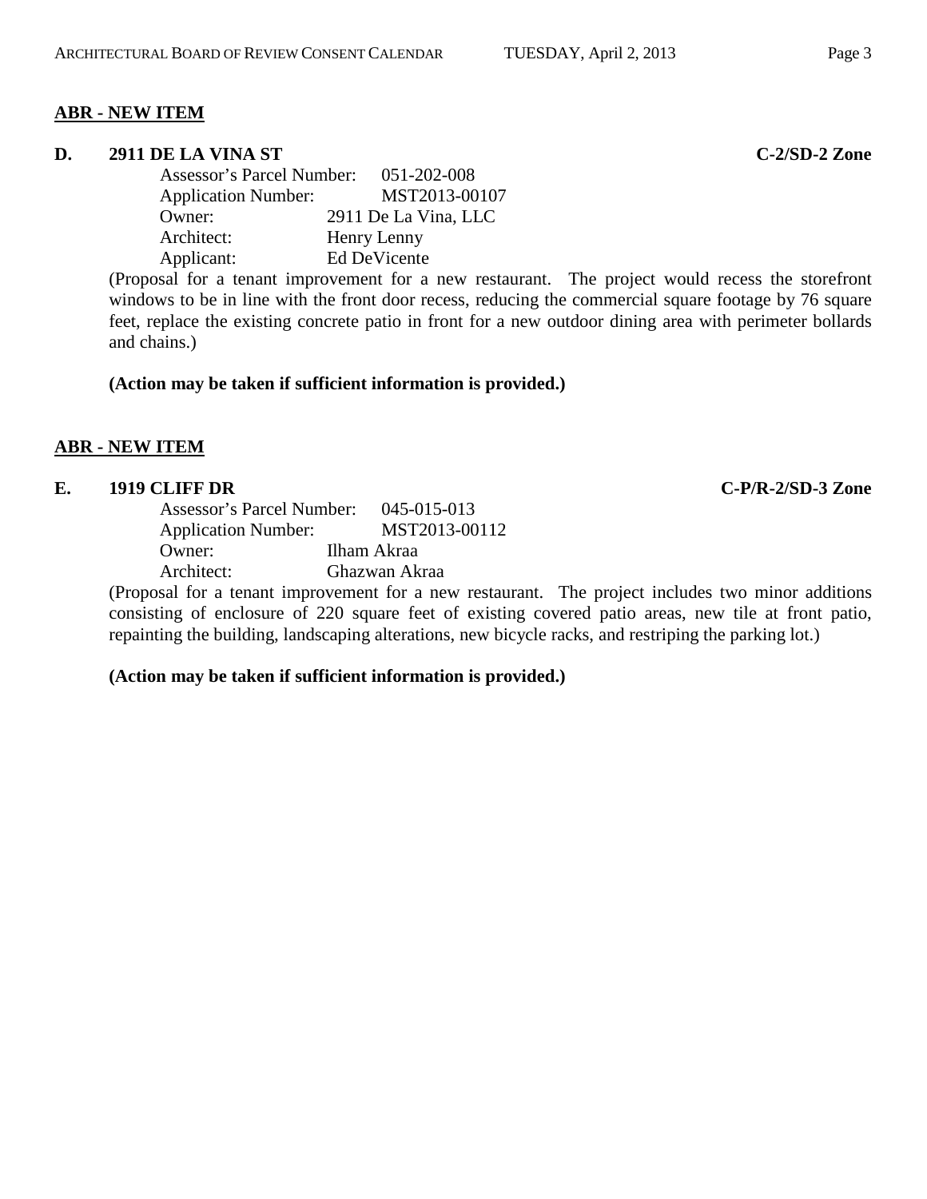**ABR - NEW ITEM**

**D. 2911 DE LA VINA ST** **C-2/SD-2 Zone**

Assessor's Parcel Number: 051-202-008
Application Number: MST2013-00107
Owner: 2911 De La Vina, LLC
Architect: Henry Lenny
Applicant: Ed DeVicente

(Proposal for a tenant improvement for a new restaurant. The project would recess the storefront windows to be in line with the front door recess, reducing the commercial square footage by 76 square feet, replace the existing concrete patio in front for a new outdoor dining area with perimeter bollards and chains.)

**(Action may be taken if sufficient information is provided.)**

**ABR - NEW ITEM**

**E. 1919 CLIFF DR** **C-P/R-2/SD-3 Zone**

Assessor's Parcel Number: 045-015-013
Application Number: MST2013-00112
Owner: Ilham Akraa
Architect: Ghazwan Akraa

(Proposal for a tenant improvement for a new restaurant. The project includes two minor additions consisting of enclosure of 220 square feet of existing covered patio areas, new tile at front patio, repainting the building, landscaping alterations, new bicycle racks, and restriping the parking lot.)

**(Action may be taken if sufficient information is provided.)**